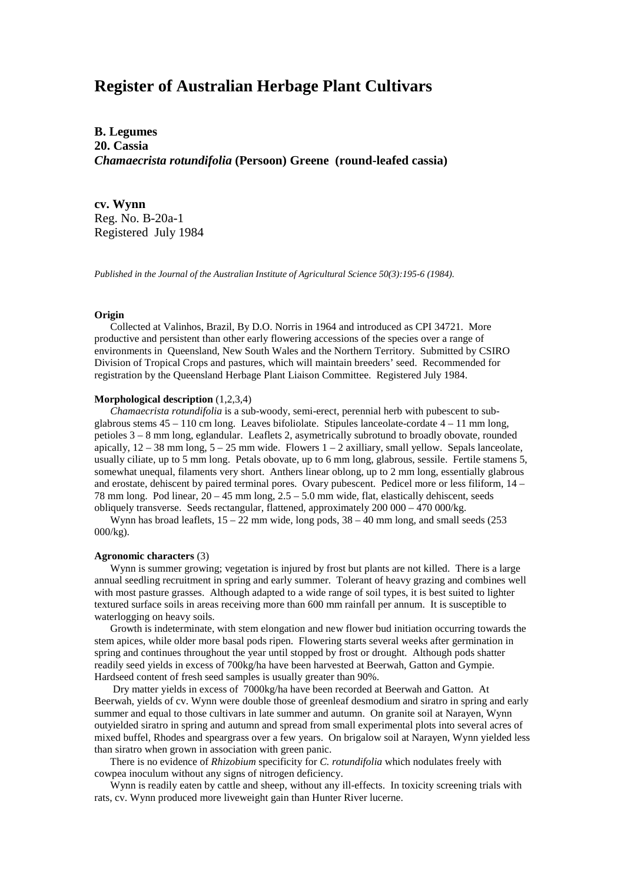# Register of Australian Herbage Plant Cultivars

**B. Legumes**
**20. Cassia**
***Chamaecrista rotundifolia* (Persoon) Greene (round-leafed cassia)**

**cv. Wynn**
Reg. No. B-20a-1
Registered July 1984

*Published in the Journal of the Australian Institute of Agricultural Science 50(3):195-6 (1984).*

**Origin**

Collected at Valinhos, Brazil, By D.O. Norris in 1964 and introduced as CPI 34721. More productive and persistent than other early flowering accessions of the species over a range of environments in Queensland, New South Wales and the Northern Territory. Submitted by CSIRO Division of Tropical Crops and pastures, which will maintain breeders' seed. Recommended for registration by the Queensland Herbage Plant Liaison Committee. Registered July 1984.

**Morphological description** (1,2,3,4)

*Chamaecrista rotundifolia* is a sub-woody, semi-erect, perennial herb with pubescent to sub-glabrous stems 45 – 110 cm long. Leaves bifoliolate. Stipules lanceolate-cordate 4 – 11 mm long, petioles 3 – 8 mm long, eglandular. Leaflets 2, asymetrically subrotund to broadly obovate, rounded apically, 12 – 38 mm long, 5 – 25 mm wide. Flowers 1 – 2 axilliary, small yellow. Sepals lanceolate, usually ciliate, up to 5 mm long. Petals obovate, up to 6 mm long, glabrous, sessile. Fertile stamens 5, somewhat unequal, filaments very short. Anthers linear oblong, up to 2 mm long, essentially glabrous and erostate, dehiscent by paired terminal pores. Ovary pubescent. Pedicel more or less filiform, 14 – 78 mm long. Pod linear, 20 – 45 mm long, 2.5 – 5.0 mm wide, flat, elastically dehiscent, seeds obliquely transverse. Seeds rectangular, flattened, approximately 200 000 – 470 000/kg.

Wynn has broad leaflets, 15 – 22 mm wide, long pods, 38 – 40 mm long, and small seeds (253 000/kg).

**Agronomic characters** (3)

Wynn is summer growing; vegetation is injured by frost but plants are not killed. There is a large annual seedling recruitment in spring and early summer. Tolerant of heavy grazing and combines well with most pasture grasses. Although adapted to a wide range of soil types, it is best suited to lighter textured surface soils in areas receiving more than 600 mm rainfall per annum. It is susceptible to waterlogging on heavy soils.

Growth is indeterminate, with stem elongation and new flower bud initiation occurring towards the stem apices, while older more basal pods ripen. Flowering starts several weeks after germination in spring and continues throughout the year until stopped by frost or drought. Although pods shatter readily seed yields in excess of 700kg/ha have been harvested at Beerwah, Gatton and Gympie. Hardseed content of fresh seed samples is usually greater than 90%.

Dry matter yields in excess of 7000kg/ha have been recorded at Beerwah and Gatton. At Beerwah, yields of cv. Wynn were double those of greenleaf desmodium and siratro in spring and early summer and equal to those cultivars in late summer and autumn. On granite soil at Narayen, Wynn outyielded siratro in spring and autumn and spread from small experimental plots into several acres of mixed buffel, Rhodes and speargrass over a few years. On brigalow soil at Narayen, Wynn yielded less than siratro when grown in association with green panic.

There is no evidence of *Rhizobium* specificity for *C. rotundifolia* which nodulates freely with cowpea inoculum without any signs of nitrogen deficiency.

Wynn is readily eaten by cattle and sheep, without any ill-effects. In toxicity screening trials with rats, cv. Wynn produced more liveweight gain than Hunter River lucerne.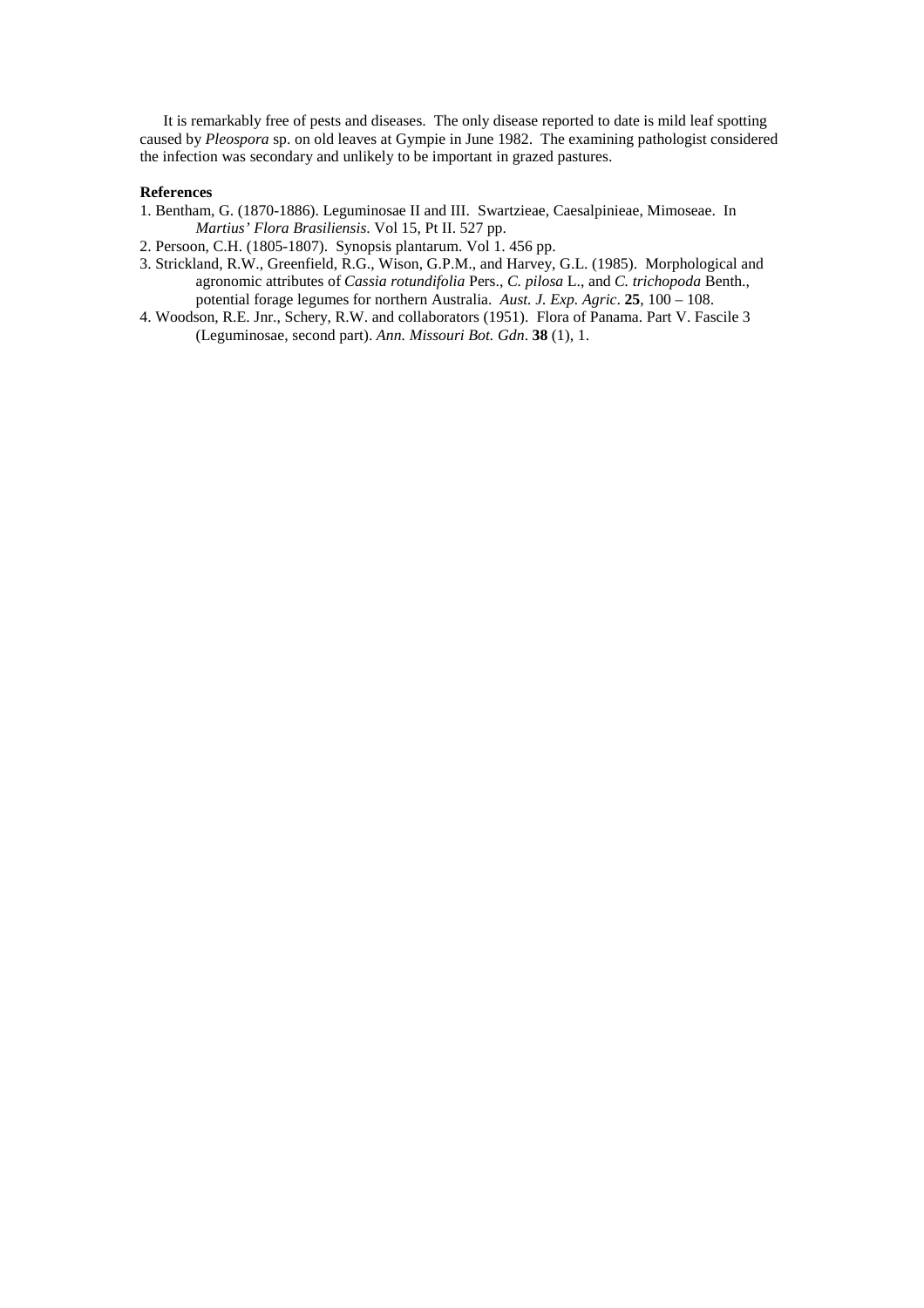It is remarkably free of pests and diseases. The only disease reported to date is mild leaf spotting caused by *Pleospora* sp. on old leaves at Gympie in June 1982. The examining pathologist considered the infection was secondary and unlikely to be important in grazed pastures.

**References**

1. Bentham, G. (1870-1886). Leguminosae II and III. Swartzieae, Caesalpinieae, Mimoseae. In *Martius' Flora Brasiliensis.* Vol 15, Pt II. 527 pp.
2. Persoon, C.H. (1805-1807). Synopsis plantarum. Vol 1. 456 pp.
3. Strickland, R.W., Greenfield, R.G., Wison, G.P.M., and Harvey, G.L. (1985). Morphological and agronomic attributes of *Cassia rotundifolia* Pers., *C. pilosa* L., and *C. trichopoda* Benth., potential forage legumes for northern Australia. *Aust. J. Exp. Agric*. **25**, 100 – 108.
4. Woodson, R.E. Jnr., Schery, R.W. and collaborators (1951). Flora of Panama. Part V. Fascile 3 (Leguminosae, second part). *Ann. Missouri Bot. Gdn*. **38** (1), 1.